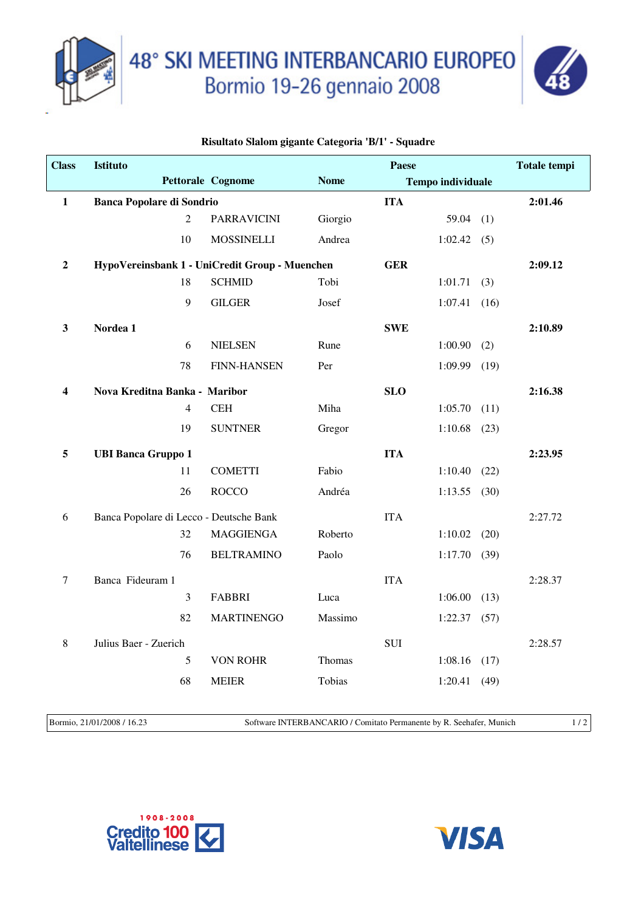# 48° SKI MEETING INTERBANCARIO EUROPEO

## Bormio 19-26 gennaio 2008

### Risultato Slalom gigante Categoria 'B/1' - Squadre

| Class | Istituto / Pettorale | Cognome | Nome | Paese / Tempo individuale | | Totale tempi |
|---|---|---|---|---|---|---|
| **1** | **Banca Popolare di Sondrio** | | | **ITA** | | **2:01.46** |
| | 2 | PARRAVICINI | Giorgio | 59.04 | (1) | |
| | 10 | MOSSINELLI | Andrea | 1:02.42 | (5) | |
| **2** | **HypoVereinsbank 1 - UniCredit Group - Muenchen** | | | **GER** | | **2:09.12** |
| | 18 | SCHMID | Tobi | 1:01.71 | (3) | |
| | 9 | GILGER | Josef | 1:07.41 | (16) | |
| **3** | **Nordea 1** | | | **SWE** | | **2:10.89** |
| | 6 | NIELSEN | Rune | 1:00.90 | (2) | |
| | 78 | FINN-HANSEN | Per | 1:09.99 | (19) | |
| **4** | **Nova Kreditna Banka - Maribor** | | | **SLO** | | **2:16.38** |
| | 4 | CEH | Miha | 1:05.70 | (11) | |
| | 19 | SUNTNER | Gregor | 1:10.68 | (23) | |
| **5** | **UBI Banca Gruppo 1** | | | **ITA** | | **2:23.95** |
| | 11 | COMETTI | Fabio | 1:10.40 | (22) | |
| | 26 | ROCCO | Andréa | 1:13.55 | (30) | |
| 6 | Banca Popolare di Lecco - Deutsche Bank | | | ITA | | 2:27.72 |
| | 32 | MAGGIENGA | Roberto | 1:10.02 | (20) | |
| | 76 | BELTRAMINO | Paolo | 1:17.70 | (39) | |
| 7 | Banca Fideuram 1 | | | ITA | | 2:28.37 |
| | 3 | FABBRI | Luca | 1:06.00 | (13) | |
| | 82 | MARTINENGO | Massimo | 1:22.37 | (57) | |
| 8 | Julius Baer - Zuerich | | | SUI | | 2:28.57 |
| | 5 | VON ROHR | Thomas | 1:08.16 | (17) | |
| | 68 | MEIER | Tobias | 1:20.41 | (49) | |

Bormio, 21/01/2008 / 16.23 — Software INTERBANCARIO / Comitato Permanente by R. Seehafer, Munich

1908-2008 Credito Valtellinese 100

VISA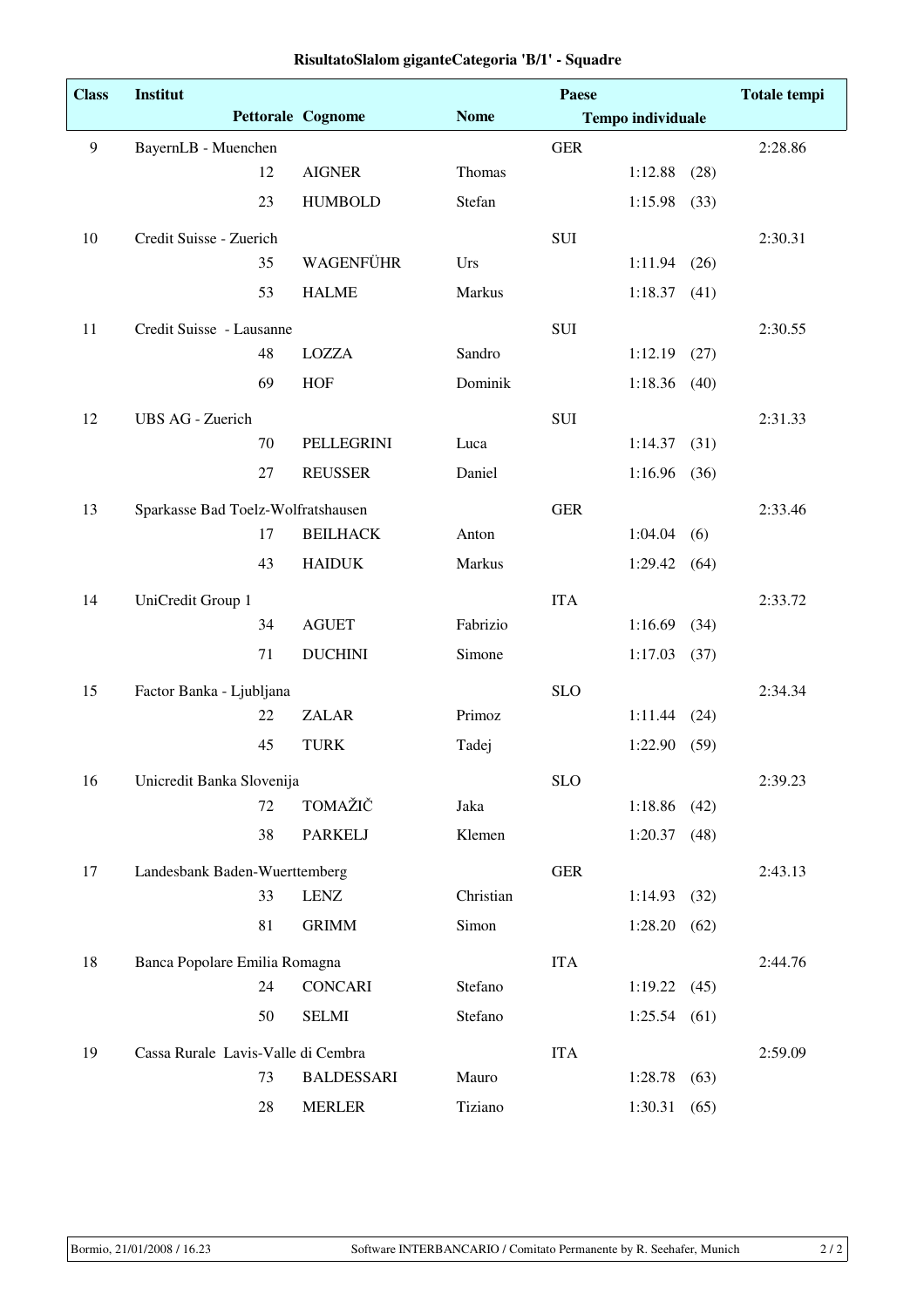**RisultatoSlalom giganteCategoria 'B/1' - Squadre**

| Class | Institut | | | Paese | | Totale tempi |
|---|---|---|---|---|---|---|
| | | Pettorale | Cognome | Nome | Tempo individuale | |
| 9 | BayernLB - Muenchen | | | GER | | 2:28.86 |
| | | 12 | AIGNER | Thomas | 1:12.88 (28) | |
| | | 23 | HUMBOLD | Stefan | 1:15.98 (33) | |
| 10 | Credit Suisse - Zuerich | | | SUI | | 2:30.31 |
| | | 35 | WAGENFÜHR | Urs | 1:11.94 (26) | |
| | | 53 | HALME | Markus | 1:18.37 (41) | |
| 11 | Credit Suisse - Lausanne | | | SUI | | 2:30.55 |
| | | 48 | LOZZA | Sandro | 1:12.19 (27) | |
| | | 69 | HOF | Dominik | 1:18.36 (40) | |
| 12 | UBS AG - Zuerich | | | SUI | | 2:31.33 |
| | | 70 | PELLEGRINI | Luca | 1:14.37 (31) | |
| | | 27 | REUSSER | Daniel | 1:16.96 (36) | |
| 13 | Sparkasse Bad Toelz-Wolfratshausen | | | GER | | 2:33.46 |
| | | 17 | BEILHACK | Anton | 1:04.04 (6) | |
| | | 43 | HAIDUK | Markus | 1:29.42 (64) | |
| 14 | UniCredit Group 1 | | | ITA | | 2:33.72 |
| | | 34 | AGUET | Fabrizio | 1:16.69 (34) | |
| | | 71 | DUCHINI | Simone | 1:17.03 (37) | |
| 15 | Factor Banka - Ljubljana | | | SLO | | 2:34.34 |
| | | 22 | ZALAR | Primoz | 1:11.44 (24) | |
| | | 45 | TURK | Tadej | 1:22.90 (59) | |
| 16 | Unicredit Banka Slovenija | | | SLO | | 2:39.23 |
| | | 72 | TOMAŽIČ | Jaka | 1:18.86 (42) | |
| | | 38 | PARKELJ | Klemen | 1:20.37 (48) | |
| 17 | Landesbank Baden-Wuerttemberg | | | GER | | 2:43.13 |
| | | 33 | LENZ | Christian | 1:14.93 (32) | |
| | | 81 | GRIMM | Simon | 1:28.20 (62) | |
| 18 | Banca Popolare Emilia Romagna | | | ITA | | 2:44.76 |
| | | 24 | CONCARI | Stefano | 1:19.22 (45) | |
| | | 50 | SELMI | Stefano | 1:25.54 (61) | |
| 19 | Cassa Rurale Lavis-Valle di Cembra | | | ITA | | 2:59.09 |
| | | 73 | BALDESSARI | Mauro | 1:28.78 (63) | |
| | | 28 | MERLER | Tiziano | 1:30.31 (65) | |

Bormio, 21/01/2008 / 16.23 Software INTERBANCARIO / Comitato Permanente by R. Seehafer, Munich